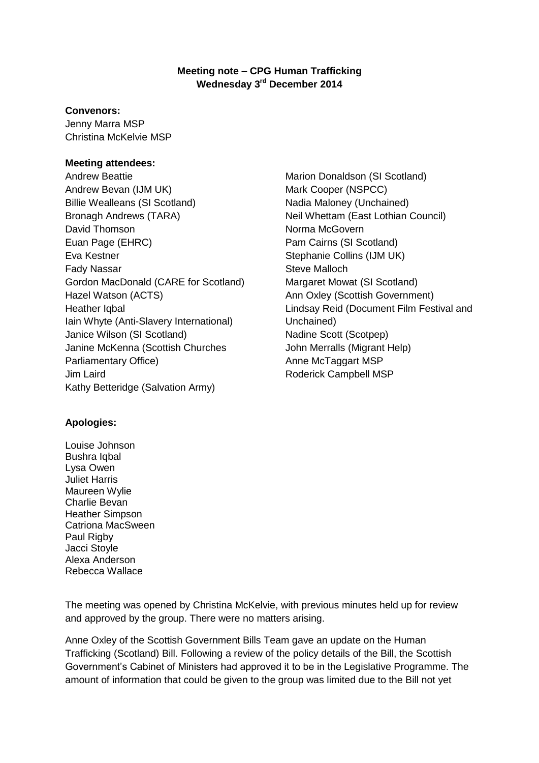**Meeting note – CPG Human Trafficking**
**Wednesday 3rd December 2014**

**Convenors:**
Jenny Marra MSP
Christina McKelvie MSP

**Meeting attendees:**

Andrew Beattie
Andrew Bevan (IJM UK)
Billie Wealleans (SI Scotland)
Bronagh Andrews (TARA)
David Thomson
Euan Page (EHRC)
Eva Kestner
Fady Nassar
Gordon MacDonald (CARE for Scotland)
Hazel Watson (ACTS)
Heather Iqbal
Iain Whyte (Anti-Slavery International)
Janice Wilson (SI Scotland)
Janine McKenna (Scottish Churches Parliamentary Office)
Jim Laird
Kathy Betteridge (Salvation Army)
Marion Donaldson (SI Scotland)
Mark Cooper (NSPCC)
Nadia Maloney (Unchained)
Neil Whettam (East Lothian Council)
Norma McGovern
Pam Cairns (SI Scotland)
Stephanie Collins (IJM UK)
Steve Malloch
Margaret Mowat (SI Scotland)
Ann Oxley (Scottish Government)
Lindsay Reid (Document Film Festival and Unchained)
Nadine Scott (Scotpep)
John Merralls (Migrant Help)
Anne McTaggart MSP
Roderick Campbell MSP

**Apologies:**

Louise Johnson
Bushra Iqbal
Lysa Owen
Juliet Harris
Maureen Wylie
Charlie Bevan
Heather Simpson
Catriona MacSween
Paul Rigby
Jacci Stoyle
Alexa Anderson
Rebecca Wallace

The meeting was opened by Christina McKelvie, with previous minutes held up for review and approved by the group. There were no matters arising.

Anne Oxley of the Scottish Government Bills Team gave an update on the Human Trafficking (Scotland) Bill. Following a review of the policy details of the Bill, the Scottish Government's Cabinet of Ministers had approved it to be in the Legislative Programme. The amount of information that could be given to the group was limited due to the Bill not yet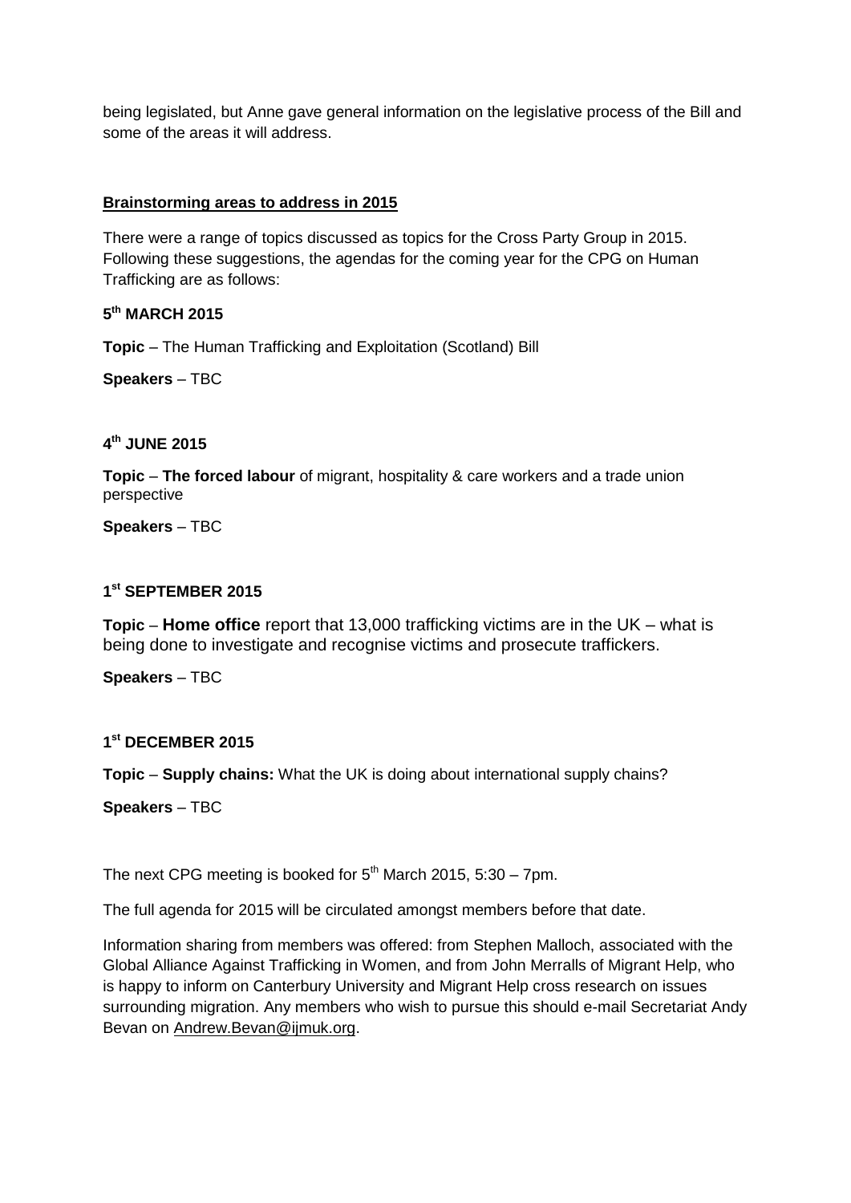being legislated, but Anne gave general information on the legislative process of the Bill and some of the areas it will address.

**Brainstorming areas to address in 2015**

There were a range of topics discussed as topics for the Cross Party Group in 2015. Following these suggestions, the agendas for the coming year for the CPG on Human Trafficking are as follows:

**5th MARCH 2015**

**Topic** – The Human Trafficking and Exploitation (Scotland) Bill

**Speakers** – TBC

**4th JUNE 2015**

**Topic** – **The forced labour** of migrant, hospitality & care workers and a trade union perspective

**Speakers** – TBC

**1st SEPTEMBER 2015**

**Topic** – **Home office** report that 13,000 trafficking victims are in the UK – what is being done to investigate and recognise victims and prosecute traffickers.

**Speakers** – TBC

**1st DECEMBER 2015**

**Topic** – **Supply chains:** What the UK is doing about international supply chains?

**Speakers** – TBC

The next CPG meeting is booked for 5th March 2015, 5:30 – 7pm.

The full agenda for 2015 will be circulated amongst members before that date.

Information sharing from members was offered: from Stephen Malloch, associated with the Global Alliance Against Trafficking in Women, and from John Merralls of Migrant Help, who is happy to inform on Canterbury University and Migrant Help cross research on issues surrounding migration. Any members who wish to pursue this should e-mail Secretariat Andy Bevan on Andrew.Bevan@ijmuk.org.